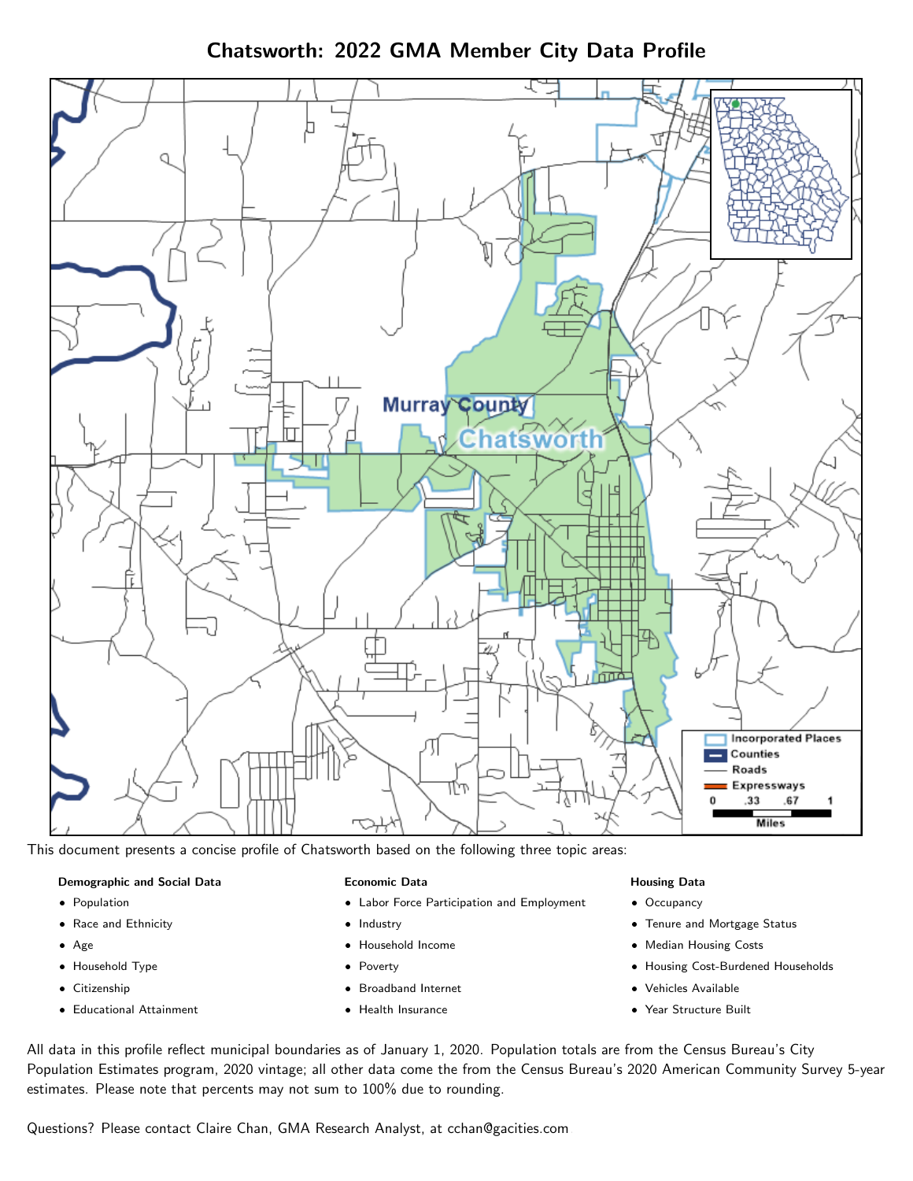# Chatsworth: 2022 GMA Member City Data Profile

This document presents a concise profile of Chatsworth based on the following three topic areas:

**Demographic and Social Data**

- Population
- Race and Ethnicity
- Age
- Household Type
- Citizenship
- Educational Attainment

**Economic Data**

- Labor Force Participation and Employment
- Industry
- Household Income
- Poverty
- Broadband Internet
- Health Insurance

**Housing Data**

- Occupancy
- Tenure and Mortgage Status
- Median Housing Costs
- Housing Cost-Burdened Households
- Vehicles Available
- Year Structure Built

All data in this profile reflect municipal boundaries as of January 1, 2020. Population totals are from the Census Bureau's City Population Estimates program, 2020 vintage; all other data come the from the Census Bureau's 2020 American Community Survey 5-year estimates. Please note that percents may not sum to 100% due to rounding.

Questions? Please contact Claire Chan, GMA Research Analyst, at cchan@gacities.com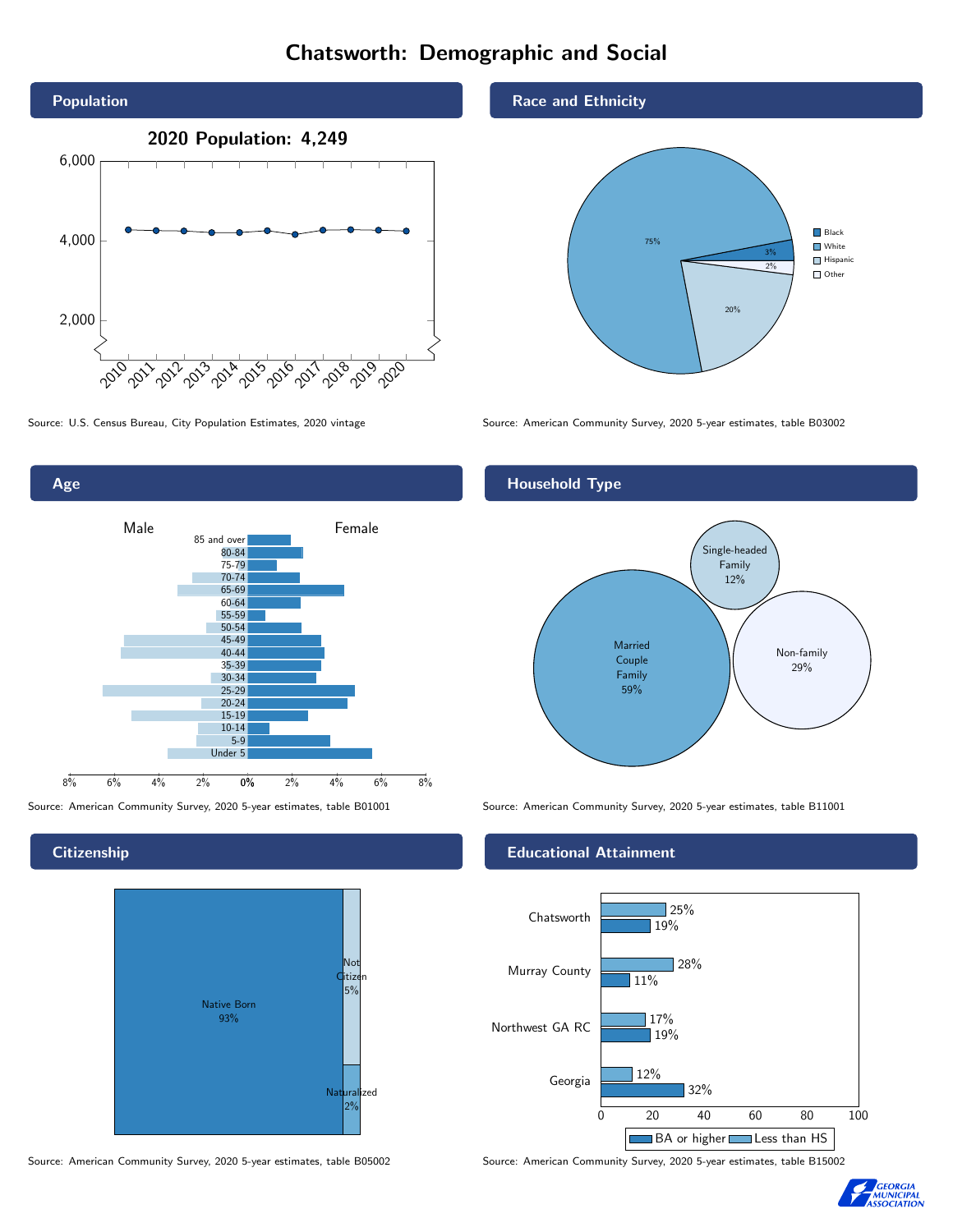# Chatsworth: Demographic and Social

## Population

2020 Population: 4,249

Source: U.S. Census Bureau, City Population Estimates, 2020 vintage

## Race and Ethnicity

| Group | Percent |
|---|---|
| Black | 3% |
| White | 75% |
| Hispanic | 20% |
| Other | 2% |

Source: American Community Survey, 2020 5-year estimates, table B03002

## Age

Male / Female

Age groups: 85 and over, 80-84, 75-79, 70-74, 65-69, 60-64, 55-59, 50-54, 45-49, 40-44, 35-39, 30-34, 25-29, 20-24, 15-19, 10-14, 5-9, Under 5

Source: American Community Survey, 2020 5-year estimates, table B01001

## Household Type

| Household Type | Percent |
|---|---|
| Married Couple Family | 59% |
| Single-headed Family | 12% |
| Non-family | 29% |

Source: American Community Survey, 2020 5-year estimates, table B11001

## Citizenship

| Status | Percent |
|---|---|
| Native Born | 93% |
| Not Citizen | 5% |
| Naturalized | 2% |

Source: American Community Survey, 2020 5-year estimates, table B05002

## Educational Attainment

| Area | Less than HS | BA or higher |
|---|---|---|
| Chatsworth | 25% | 19% |
| Murray County | 28% | 11% |
| Northwest GA RC | 17% | 19% |
| Georgia | 12% | 32% |

Source: American Community Survey, 2020 5-year estimates, table B15002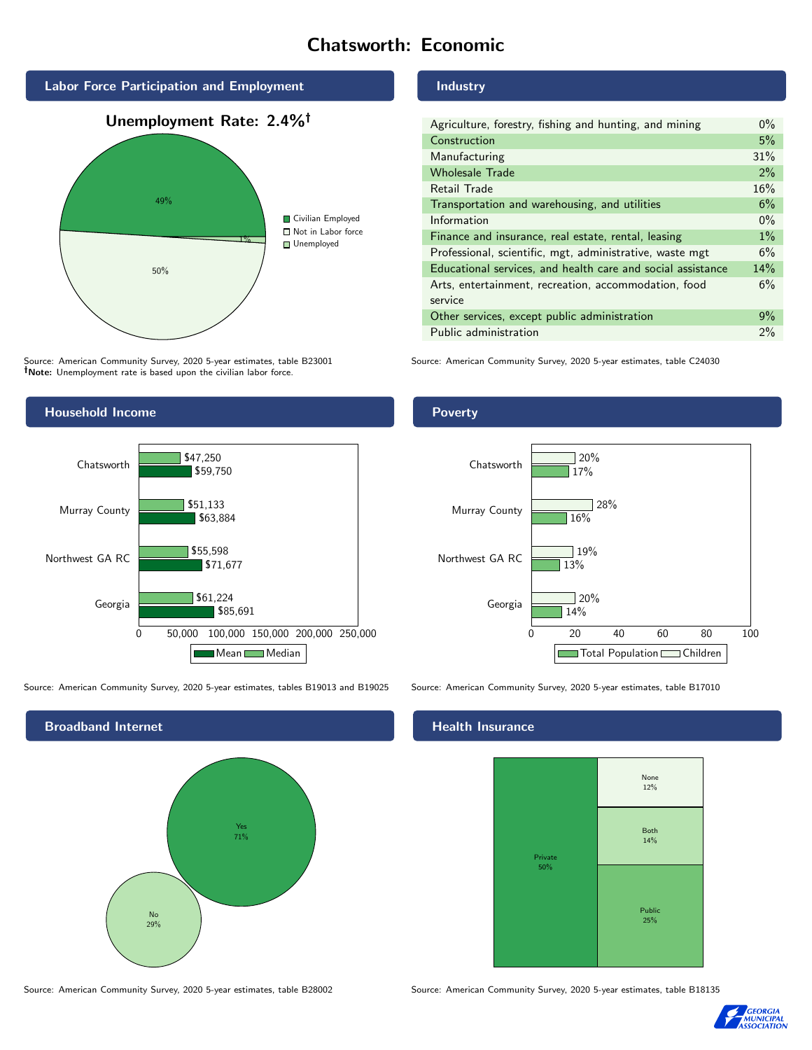# Chatsworth: Economic

## Labor Force Participation and Employment

**Unemployment Rate: 2.4%†**

| Category | Percent |
|---|---|
| Civilian Employed | 49% |
| Not in Labor force | 50% |
| Unemployed | 1% |

Source: American Community Survey, 2020 5-year estimates, table B23001
**†Note:** Unemployment rate is based upon the civilian labor force.

## Industry

| Industry | Percent |
|---|---|
| Agriculture, forestry, fishing and hunting, and mining | 0% |
| Construction | 5% |
| Manufacturing | 31% |
| Wholesale Trade | 2% |
| Retail Trade | 16% |
| Transportation and warehousing, and utilities | 6% |
| Information | 0% |
| Finance and insurance, real estate, rental, leasing | 1% |
| Professional, scientific, mgt, administrative, waste mgt | 6% |
| Educational services, and health care and social assistance | 14% |
| Arts, entertainment, recreation, accommodation, food service | 6% |
| Other services, except public administration | 9% |
| Public administration | 2% |

Source: American Community Survey, 2020 5-year estimates, table C24030

## Household Income

| | Median | Mean |
|---|---|---|
| Chatsworth | $47,250 | $59,750 |
| Murray County | $51,133 | $63,884 |
| Northwest GA RC | $55,598 | $71,677 |
| Georgia | $61,224 | $85,691 |

Source: American Community Survey, 2020 5-year estimates, tables B19013 and B19025

## Poverty

| | Children | Total Population |
|---|---|---|
| Chatsworth | 20% | 17% |
| Murray County | 28% | 16% |
| Northwest GA RC | 19% | 13% |
| Georgia | 20% | 14% |

Source: American Community Survey, 2020 5-year estimates, table B17010

## Broadband Internet

| | Percent |
|---|---|
| Yes | 71% |
| No | 29% |

Source: American Community Survey, 2020 5-year estimates, table B28002

## Health Insurance

| | Percent |
|---|---|
| Private | 50% |
| Public | 25% |
| Both | 14% |
| None | 12% |

Source: American Community Survey, 2020 5-year estimates, table B18135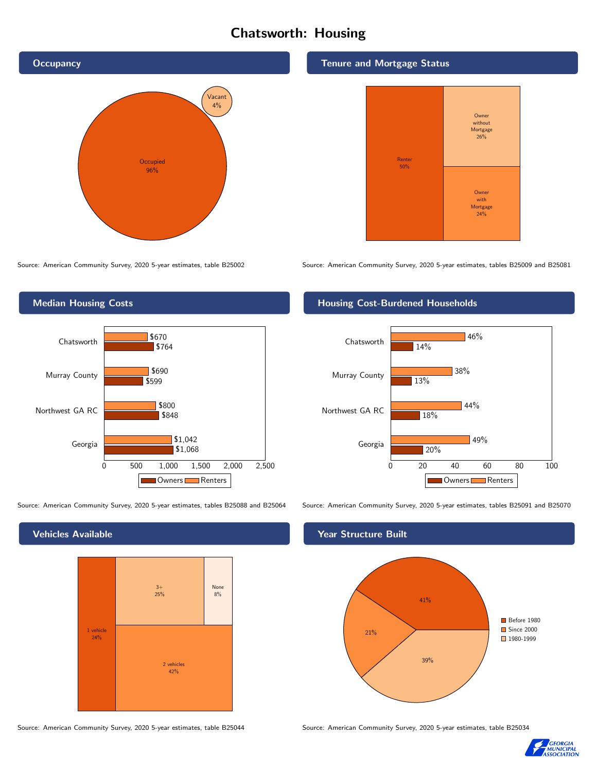# Chatsworth: Housing

## Occupancy

Vacant
4%

Occupied
96%

Source: American Community Survey, 2020 5-year estimates, table B25002

## Tenure and Mortgage Status

Renter
50%

Owner
without
Mortgage
26%

Owner
with
Mortgage
24%

Source: American Community Survey, 2020 5-year estimates, tables B25009 and B25081

## Median Housing Costs

Chatsworth
$670
$764

Murray County
$690
$599

Northwest GA RC
$800
$848

Georgia
$1,042
$1,068

0 500 1,000 1,500 2,000 2,500

Owners Renters

Source: American Community Survey, 2020 5-year estimates, tables B25088 and B25064

## Housing Cost-Burdened Households

Chatsworth
46%
14%

Murray County
38%
13%

Northwest GA RC
44%
18%

Georgia
49%
20%

0 20 40 60 80 100

Owners Renters

Source: American Community Survey, 2020 5-year estimates, tables B25091 and B25070

## Vehicles Available

1 vehicle
24%

3+
25%

None
8%

2 vehicles
42%

Source: American Community Survey, 2020 5-year estimates, table B25044

## Year Structure Built

41%

21%

39%

Before 1980
Since 2000
1980-1999

Source: American Community Survey, 2020 5-year estimates, table B25034

GEORGIA MUNICIPAL ASSOCIATION